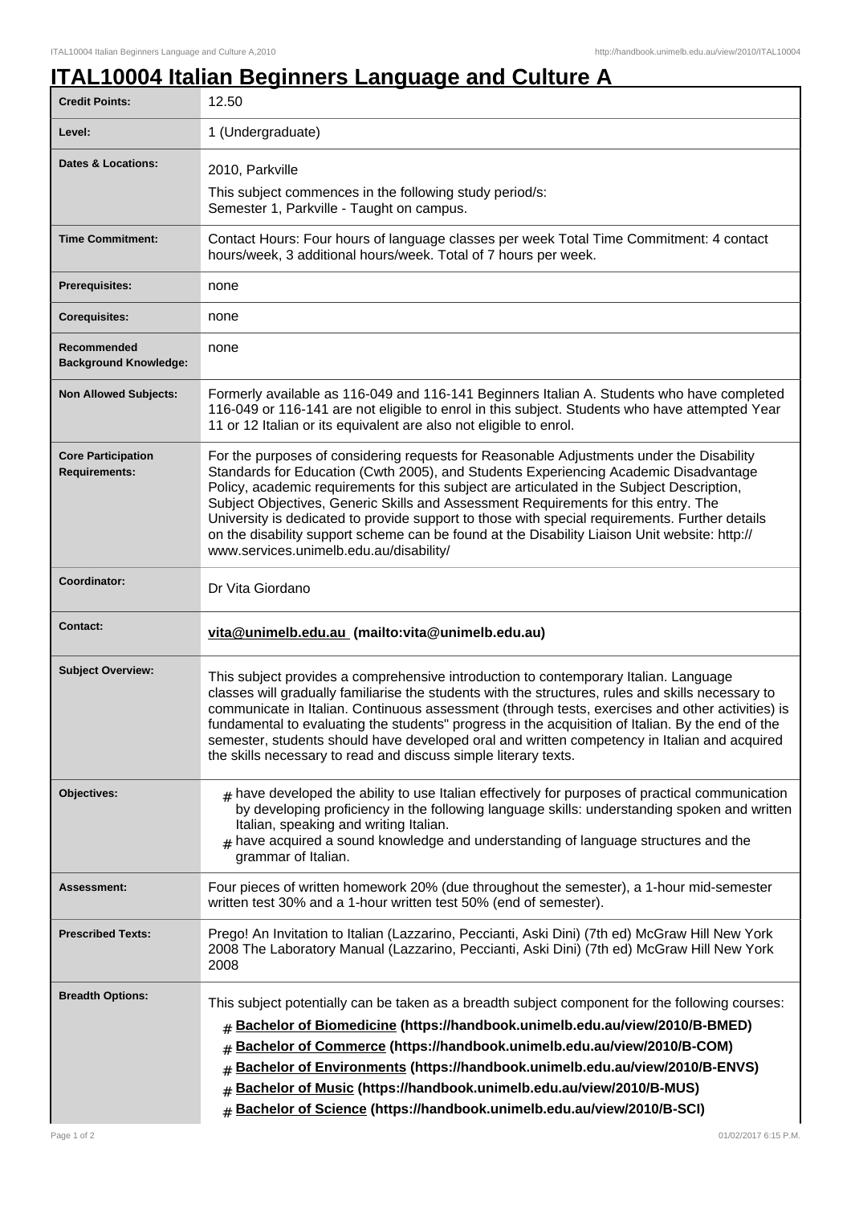# ITAL10004 Italian Beginners Language and Culture A

| | |
|---|---|
| **Credit Points:** | 12.50 |
| **Level:** | 1 (Undergraduate) |
| **Dates & Locations:** | 2010, Parkville<br>This subject commences in the following study period/s:<br>Semester 1, Parkville - Taught on campus. |
| **Time Commitment:** | Contact Hours: Four hours of language classes per week Total Time Commitment: 4 contact hours/week, 3 additional hours/week. Total of 7 hours per week. |
| **Prerequisites:** | none |
| **Corequisites:** | none |
| **Recommended Background Knowledge:** | none |
| **Non Allowed Subjects:** | Formerly available as 116-049 and 116-141 Beginners Italian A. Students who have completed 116-049 or 116-141 are not eligible to enrol in this subject. Students who have attempted Year 11 or 12 Italian or its equivalent are also not eligible to enrol. |
| **Core Participation Requirements:** | For the purposes of considering requests for Reasonable Adjustments under the Disability Standards for Education (Cwth 2005), and Students Experiencing Academic Disadvantage Policy, academic requirements for this subject are articulated in the Subject Description, Subject Objectives, Generic Skills and Assessment Requirements for this entry. The University is dedicated to provide support to those with special requirements. Further details on the disability support scheme can be found at the Disability Liaison Unit website: http://www.services.unimelb.edu.au/disability/ |
| **Coordinator:** | Dr Vita Giordano |
| **Contact:** | **vita@unimelb.edu.au (mailto:vita@unimelb.edu.au)** |
| **Subject Overview:** | This subject provides a comprehensive introduction to contemporary Italian. Language classes will gradually familiarise the students with the structures, rules and skills necessary to communicate in Italian. Continuous assessment (through tests, exercises and other activities) is fundamental to evaluating the students" progress in the acquisition of Italian. By the end of the semester, students should have developed oral and written competency in Italian and acquired the skills necessary to read and discuss simple literary texts. |
| **Objectives:** | # have developed the ability to use Italian effectively for purposes of practical communication by developing proficiency in the following language skills: understanding spoken and written Italian, speaking and writing Italian.<br># have acquired a sound knowledge and understanding of language structures and the grammar of Italian. |
| **Assessment:** | Four pieces of written homework 20% (due throughout the semester), a 1-hour mid-semester written test 30% and a 1-hour written test 50% (end of semester). |
| **Prescribed Texts:** | Prego! An Invitation to Italian (Lazzarino, Peccianti, Aski Dini) (7th ed) McGraw Hill New York 2008 The Laboratory Manual (Lazzarino, Peccianti, Aski Dini) (7th ed) McGraw Hill New York 2008 |
| **Breadth Options:** | This subject potentially can be taken as a breadth subject component for the following courses:<br># **Bachelor of Biomedicine (https://handbook.unimelb.edu.au/view/2010/B-BMED)**<br># **Bachelor of Commerce (https://handbook.unimelb.edu.au/view/2010/B-COM)**<br># **Bachelor of Environments (https://handbook.unimelb.edu.au/view/2010/B-ENVS)**<br># **Bachelor of Music (https://handbook.unimelb.edu.au/view/2010/B-MUS)**<br># **Bachelor of Science (https://handbook.unimelb.edu.au/view/2010/B-SCI)** |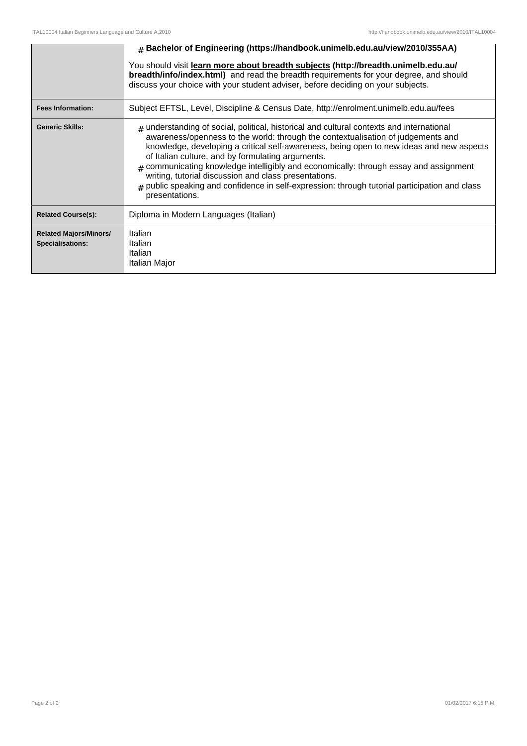| | |
|---|---|
| | # **Bachelor of Engineering** (https://handbook.unimelb.edu.au/view/2010/355AA)<br><br>You should visit **learn more about breadth subjects (http://breadth.unimelb.edu.au/breadth/info/index.html)** and read the breadth requirements for your degree, and should discuss your choice with your student adviser, before deciding on your subjects. |
| **Fees Information:** | Subject EFTSL, Level, Discipline & Census Date, http://enrolment.unimelb.edu.au/fees |
| **Generic Skills:** | # understanding of social, political, historical and cultural contexts and international awareness/openness to the world: through the contextualisation of judgements and knowledge, developing a critical self-awareness, being open to new ideas and new aspects of Italian culture, and by formulating arguments.<br># communicating knowledge intelligibly and economically: through essay and assignment writing, tutorial discussion and class presentations.<br># public speaking and confidence in self-expression: through tutorial participation and class presentations. |
| **Related Course(s):** | Diploma in Modern Languages (Italian) |
| **Related Majors/Minors/ Specialisations:** | Italian<br>Italian<br>Italian<br>Italian Major |